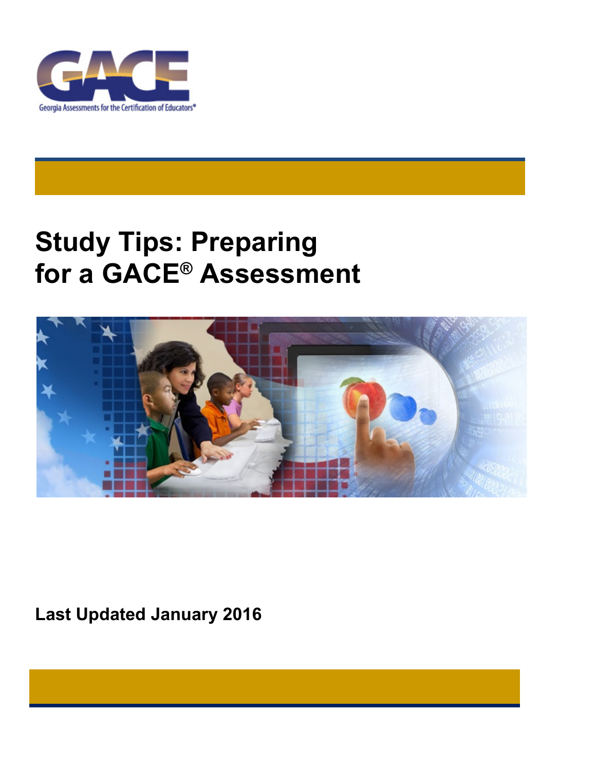GACE

Georgia Assessments for the Certification of Educators®

# Study Tips: Preparing for a GACE® Assessment

**Last Updated January 2016**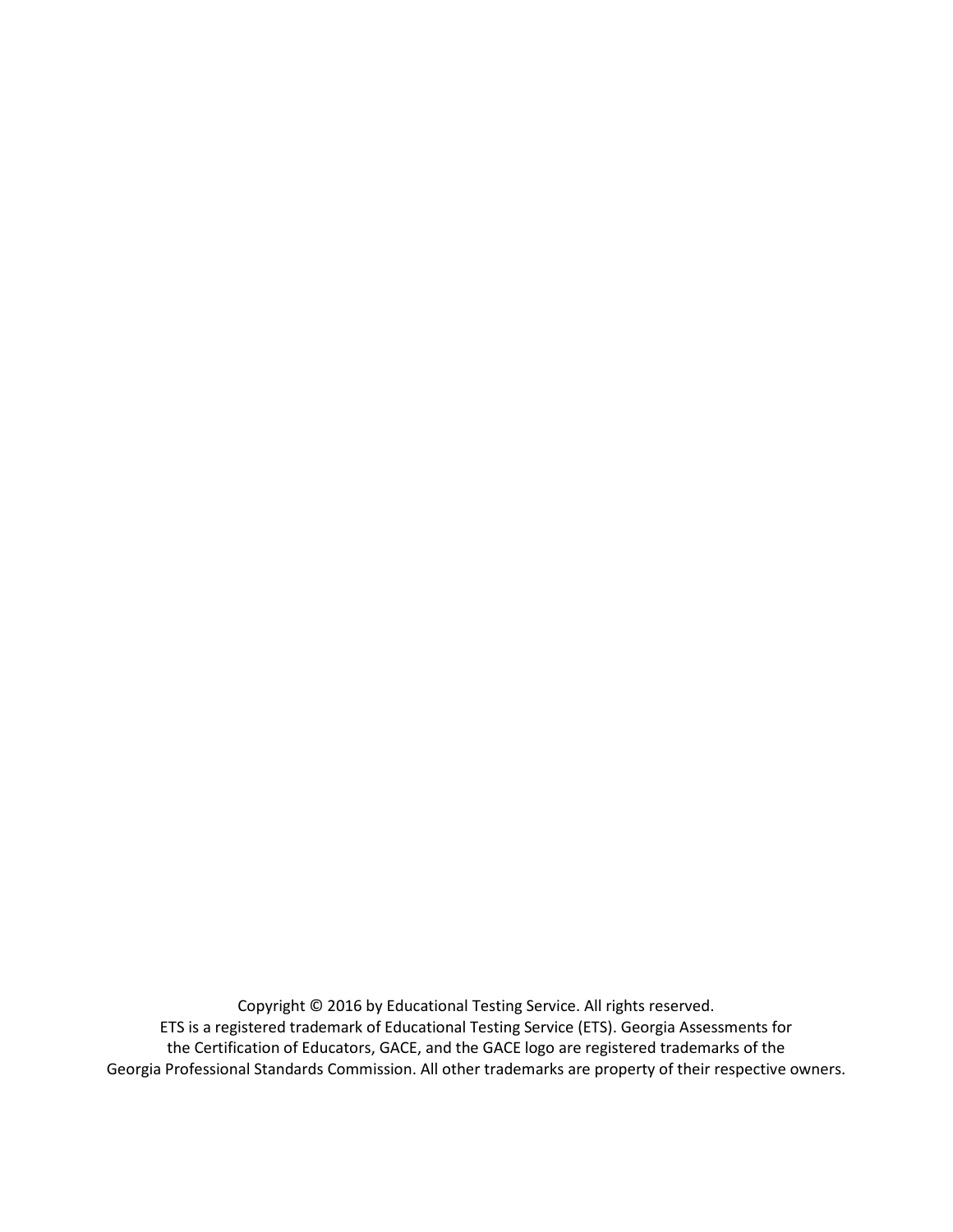Copyright © 2016 by Educational Testing Service. All rights reserved.
ETS is a registered trademark of Educational Testing Service (ETS). Georgia Assessments for the Certification of Educators, GACE, and the GACE logo are registered trademarks of the Georgia Professional Standards Commission. All other trademarks are property of their respective owners.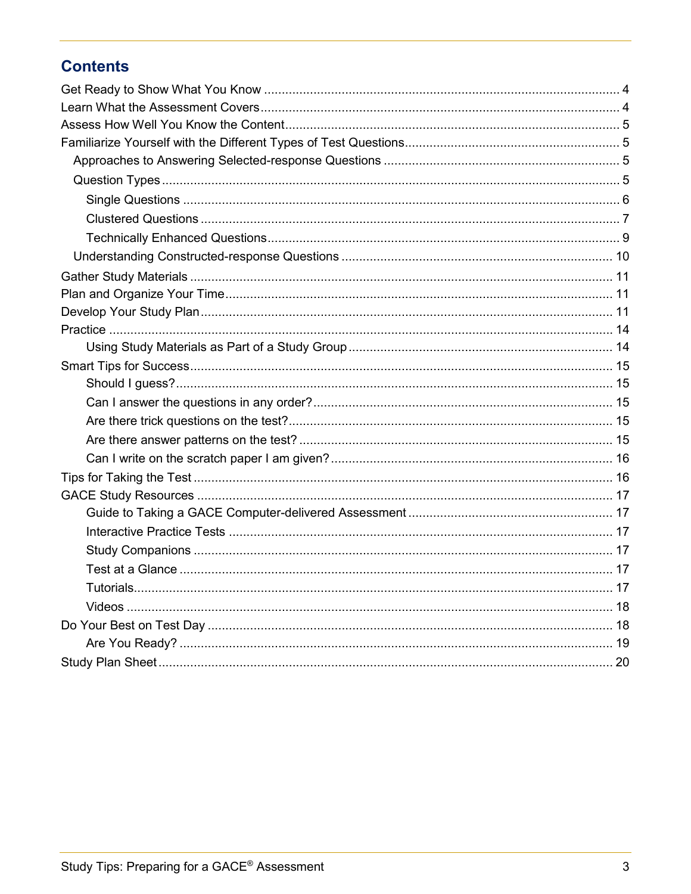## Contents

- Get Ready to Show What You Know ... 4
- Learn What the Assessment Covers ... 4
- Assess How Well You Know the Content ... 5
- Familiarize Yourself with the Different Types of Test Questions ... 5
  - Approaches to Answering Selected-response Questions ... 5
  - Question Types ... 5
    - Single Questions ... 6
    - Clustered Questions ... 7
    - Technically Enhanced Questions ... 9
  - Understanding Constructed-response Questions ... 10
- Gather Study Materials ... 11
- Plan and Organize Your Time ... 11
- Develop Your Study Plan ... 11
- Practice ... 14
    - Using Study Materials as Part of a Study Group ... 14
- Smart Tips for Success ... 15
    - Should I guess? ... 15
    - Can I answer the questions in any order? ... 15
    - Are there trick questions on the test? ... 15
    - Are there answer patterns on the test? ... 15
    - Can I write on the scratch paper I am given? ... 16
- Tips for Taking the Test ... 16
- GACE Study Resources ... 17
    - Guide to Taking a GACE Computer-delivered Assessment ... 17
    - Interactive Practice Tests ... 17
    - Study Companions ... 17
    - Test at a Glance ... 17
    - Tutorials ... 17
    - Videos ... 18
- Do Your Best on Test Day ... 18
    - Are You Ready? ... 19
- Study Plan Sheet ... 20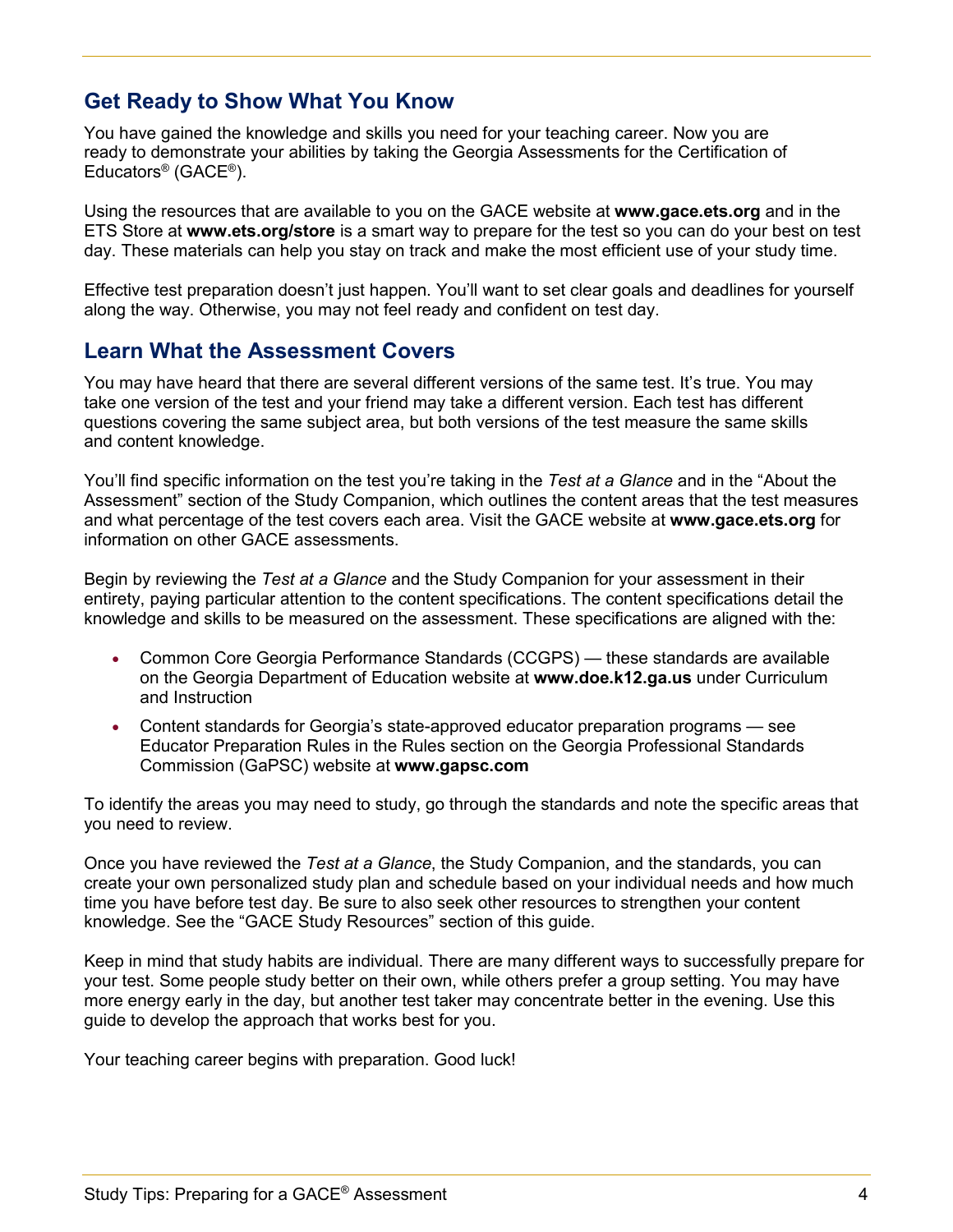## Get Ready to Show What You Know

You have gained the knowledge and skills you need for your teaching career. Now you are ready to demonstrate your abilities by taking the Georgia Assessments for the Certification of Educators® (GACE®).

Using the resources that are available to you on the GACE website at **www.gace.ets.org** and in the ETS Store at **www.ets.org/store** is a smart way to prepare for the test so you can do your best on test day. These materials can help you stay on track and make the most efficient use of your study time.

Effective test preparation doesn't just happen. You'll want to set clear goals and deadlines for yourself along the way. Otherwise, you may not feel ready and confident on test day.

## Learn What the Assessment Covers

You may have heard that there are several different versions of the same test. It's true. You may take one version of the test and your friend may take a different version. Each test has different questions covering the same subject area, but both versions of the test measure the same skills and content knowledge.

You'll find specific information on the test you're taking in the *Test at a Glance* and in the "About the Assessment" section of the Study Companion, which outlines the content areas that the test measures and what percentage of the test covers each area. Visit the GACE website at **www.gace.ets.org** for information on other GACE assessments.

Begin by reviewing the *Test at a Glance* and the Study Companion for your assessment in their entirety, paying particular attention to the content specifications. The content specifications detail the knowledge and skills to be measured on the assessment. These specifications are aligned with the:

- Common Core Georgia Performance Standards (CCGPS) — these standards are available on the Georgia Department of Education website at **www.doe.k12.ga.us** under Curriculum and Instruction
- Content standards for Georgia's state-approved educator preparation programs — see Educator Preparation Rules in the Rules section on the Georgia Professional Standards Commission (GaPSC) website at **www.gapsc.com**

To identify the areas you may need to study, go through the standards and note the specific areas that you need to review.

Once you have reviewed the *Test at a Glance*, the Study Companion, and the standards, you can create your own personalized study plan and schedule based on your individual needs and how much time you have before test day. Be sure to also seek other resources to strengthen your content knowledge. See the "GACE Study Resources" section of this guide.

Keep in mind that study habits are individual. There are many different ways to successfully prepare for your test. Some people study better on their own, while others prefer a group setting. You may have more energy early in the day, but another test taker may concentrate better in the evening. Use this guide to develop the approach that works best for you.

Your teaching career begins with preparation. Good luck!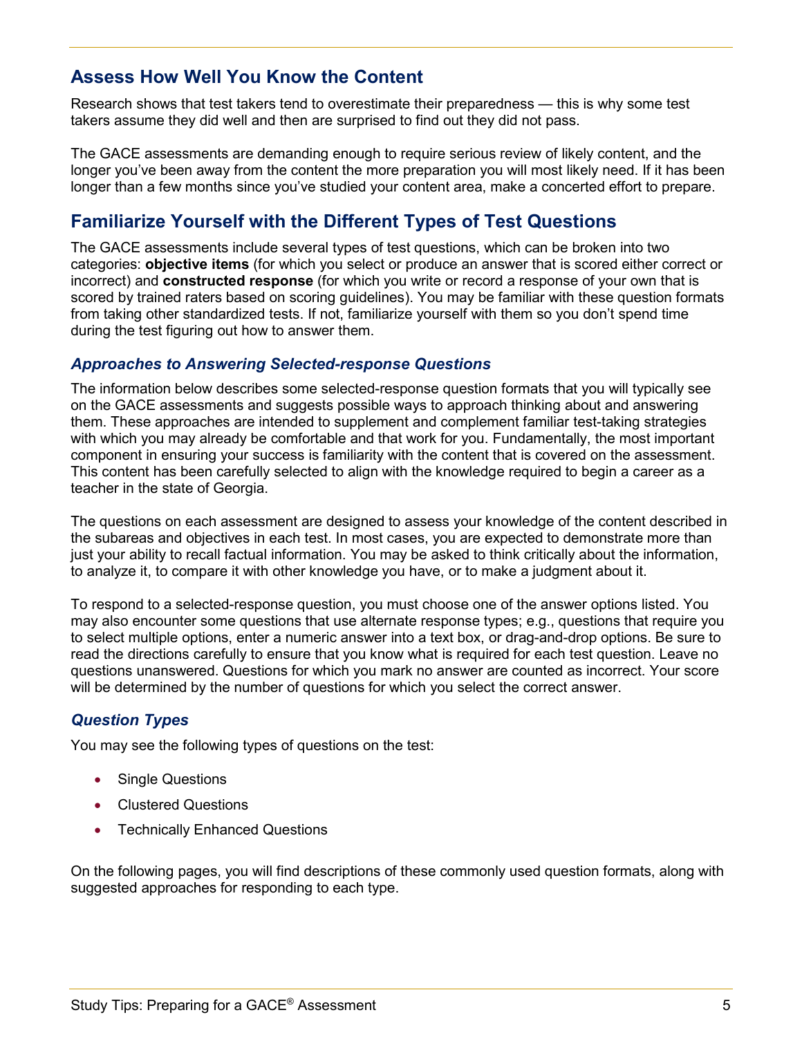## Assess How Well You Know the Content

Research shows that test takers tend to overestimate their preparedness — this is why some test takers assume they did well and then are surprised to find out they did not pass.

The GACE assessments are demanding enough to require serious review of likely content, and the longer you've been away from the content the more preparation you will most likely need. If it has been longer than a few months since you've studied your content area, make a concerted effort to prepare.

## Familiarize Yourself with the Different Types of Test Questions

The GACE assessments include several types of test questions, which can be broken into two categories: **objective items** (for which you select or produce an answer that is scored either correct or incorrect) and **constructed response** (for which you write or record a response of your own that is scored by trained raters based on scoring guidelines). You may be familiar with these question formats from taking other standardized tests. If not, familiarize yourself with them so you don't spend time during the test figuring out how to answer them.

### *Approaches to Answering Selected-response Questions*

The information below describes some selected-response question formats that you will typically see on the GACE assessments and suggests possible ways to approach thinking about and answering them. These approaches are intended to supplement and complement familiar test-taking strategies with which you may already be comfortable and that work for you. Fundamentally, the most important component in ensuring your success is familiarity with the content that is covered on the assessment. This content has been carefully selected to align with the knowledge required to begin a career as a teacher in the state of Georgia.

The questions on each assessment are designed to assess your knowledge of the content described in the subareas and objectives in each test. In most cases, you are expected to demonstrate more than just your ability to recall factual information. You may be asked to think critically about the information, to analyze it, to compare it with other knowledge you have, or to make a judgment about it.

To respond to a selected-response question, you must choose one of the answer options listed. You may also encounter some questions that use alternate response types; e.g., questions that require you to select multiple options, enter a numeric answer into a text box, or drag-and-drop options. Be sure to read the directions carefully to ensure that you know what is required for each test question. Leave no questions unanswered. Questions for which you mark no answer are counted as incorrect. Your score will be determined by the number of questions for which you select the correct answer.

### *Question Types*

You may see the following types of questions on the test:

- Single Questions
- Clustered Questions
- Technically Enhanced Questions

On the following pages, you will find descriptions of these commonly used question formats, along with suggested approaches for responding to each type.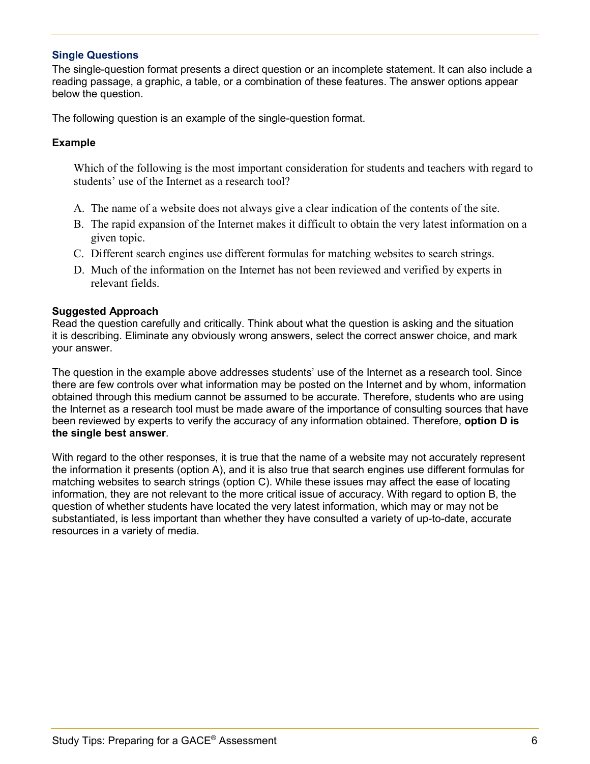### Single Questions

The single-question format presents a direct question or an incomplete statement. It can also include a reading passage, a graphic, a table, or a combination of these features. The answer options appear below the question.

The following question is an example of the single-question format.

#### Example

> Which of the following is the most important consideration for students and teachers with regard to students' use of the Internet as a research tool?
>
> A. The name of a website does not always give a clear indication of the contents of the site.
>
> B. The rapid expansion of the Internet makes it difficult to obtain the very latest information on a given topic.
>
> C. Different search engines use different formulas for matching websites to search strings.
>
> D. Much of the information on the Internet has not been reviewed and verified by experts in relevant fields.

#### Suggested Approach

Read the question carefully and critically. Think about what the question is asking and the situation it is describing. Eliminate any obviously wrong answers, select the correct answer choice, and mark your answer.

The question in the example above addresses students' use of the Internet as a research tool. Since there are few controls over what information may be posted on the Internet and by whom, information obtained through this medium cannot be assumed to be accurate. Therefore, students who are using the Internet as a research tool must be made aware of the importance of consulting sources that have been reviewed by experts to verify the accuracy of any information obtained. Therefore, **option D is the single best answer**.

With regard to the other responses, it is true that the name of a website may not accurately represent the information it presents (option A), and it is also true that search engines use different formulas for matching websites to search strings (option C). While these issues may affect the ease of locating information, they are not relevant to the more critical issue of accuracy. With regard to option B, the question of whether students have located the very latest information, which may or may not be substantiated, is less important than whether they have consulted a variety of up-to-date, accurate resources in a variety of media.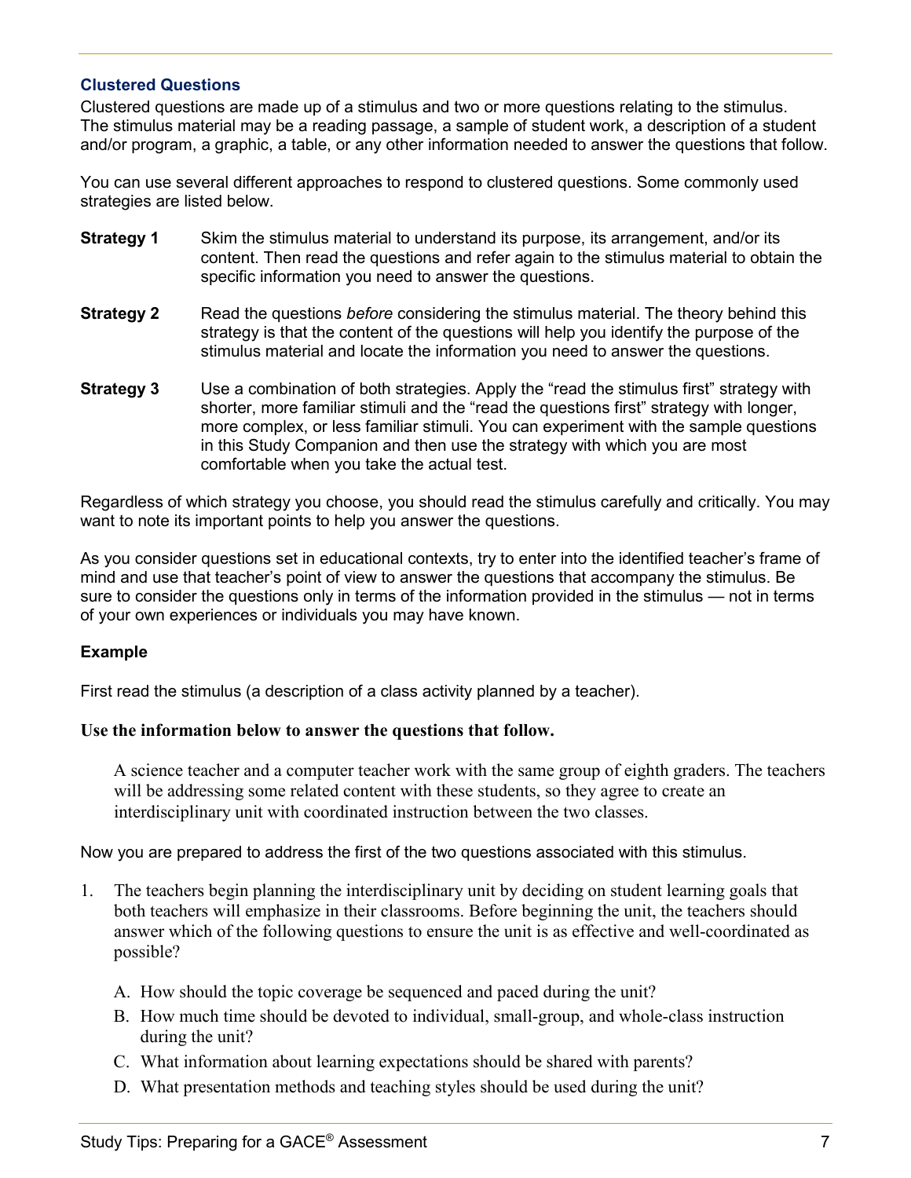### Clustered Questions

Clustered questions are made up of a stimulus and two or more questions relating to the stimulus. The stimulus material may be a reading passage, a sample of student work, a description of a student and/or program, a graphic, a table, or any other information needed to answer the questions that follow.

You can use several different approaches to respond to clustered questions. Some commonly used strategies are listed below.

**Strategy 1** Skim the stimulus material to understand its purpose, its arrangement, and/or its content. Then read the questions and refer again to the stimulus material to obtain the specific information you need to answer the questions.

**Strategy 2** Read the questions *before* considering the stimulus material. The theory behind this strategy is that the content of the questions will help you identify the purpose of the stimulus material and locate the information you need to answer the questions.

**Strategy 3** Use a combination of both strategies. Apply the "read the stimulus first" strategy with shorter, more familiar stimuli and the "read the questions first" strategy with longer, more complex, or less familiar stimuli. You can experiment with the sample questions in this Study Companion and then use the strategy with which you are most comfortable when you take the actual test.

Regardless of which strategy you choose, you should read the stimulus carefully and critically. You may want to note its important points to help you answer the questions.

As you consider questions set in educational contexts, try to enter into the identified teacher's frame of mind and use that teacher's point of view to answer the questions that accompany the stimulus. Be sure to consider the questions only in terms of the information provided in the stimulus — not in terms of your own experiences or individuals you may have known.

**Example**

First read the stimulus (a description of a class activity planned by a teacher).

**Use the information below to answer the questions that follow.**

A science teacher and a computer teacher work with the same group of eighth graders. The teachers will be addressing some related content with these students, so they agree to create an interdisciplinary unit with coordinated instruction between the two classes.

Now you are prepared to address the first of the two questions associated with this stimulus.

1. The teachers begin planning the interdisciplinary unit by deciding on student learning goals that both teachers will emphasize in their classrooms. Before beginning the unit, the teachers should answer which of the following questions to ensure the unit is as effective and well-coordinated as possible?

   A. How should the topic coverage be sequenced and paced during the unit?
   B. How much time should be devoted to individual, small-group, and whole-class instruction during the unit?
   C. What information about learning expectations should be shared with parents?
   D. What presentation methods and teaching styles should be used during the unit?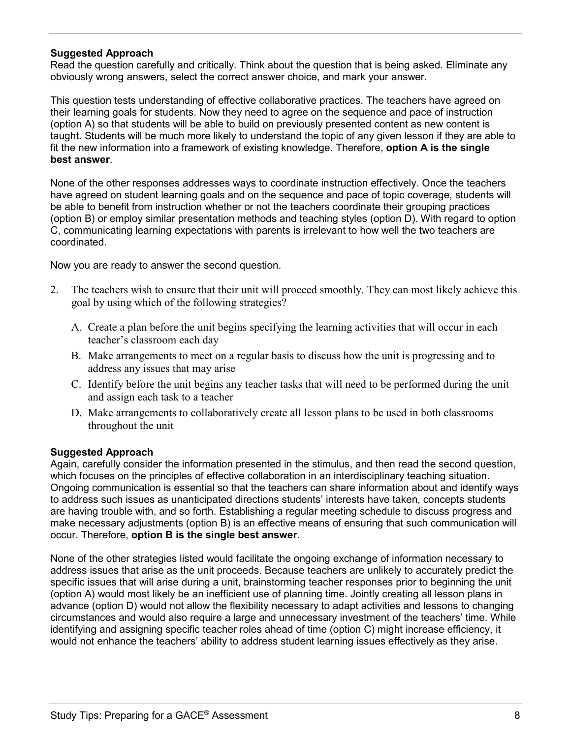**Suggested Approach**
Read the question carefully and critically. Think about the question that is being asked. Eliminate any obviously wrong answers, select the correct answer choice, and mark your answer.

This question tests understanding of effective collaborative practices. The teachers have agreed on their learning goals for students. Now they need to agree on the sequence and pace of instruction (option A) so that students will be able to build on previously presented content as new content is taught. Students will be much more likely to understand the topic of any given lesson if they are able to fit the new information into a framework of existing knowledge. Therefore, **option A is the single best answer**.

None of the other responses addresses ways to coordinate instruction effectively. Once the teachers have agreed on student learning goals and on the sequence and pace of topic coverage, students will be able to benefit from instruction whether or not the teachers coordinate their grouping practices (option B) or employ similar presentation methods and teaching styles (option D). With regard to option C, communicating learning expectations with parents is irrelevant to how well the two teachers are coordinated.

Now you are ready to answer the second question.

2. The teachers wish to ensure that their unit will proceed smoothly. They can most likely achieve this goal by using which of the following strategies?

   A. Create a plan before the unit begins specifying the learning activities that will occur in each teacher's classroom each day

   B. Make arrangements to meet on a regular basis to discuss how the unit is progressing and to address any issues that may arise

   C. Identify before the unit begins any teacher tasks that will need to be performed during the unit and assign each task to a teacher

   D. Make arrangements to collaboratively create all lesson plans to be used in both classrooms throughout the unit

**Suggested Approach**
Again, carefully consider the information presented in the stimulus, and then read the second question, which focuses on the principles of effective collaboration in an interdisciplinary teaching situation. Ongoing communication is essential so that the teachers can share information about and identify ways to address such issues as unanticipated directions students' interests have taken, concepts students are having trouble with, and so forth. Establishing a regular meeting schedule to discuss progress and make necessary adjustments (option B) is an effective means of ensuring that such communication will occur. Therefore, **option B is the single best answer**.

None of the other strategies listed would facilitate the ongoing exchange of information necessary to address issues that arise as the unit proceeds. Because teachers are unlikely to accurately predict the specific issues that will arise during a unit, brainstorming teacher responses prior to beginning the unit (option A) would most likely be an inefficient use of planning time. Jointly creating all lesson plans in advance (option D) would not allow the flexibility necessary to adapt activities and lessons to changing circumstances and would also require a large and unnecessary investment of the teachers' time. While identifying and assigning specific teacher roles ahead of time (option C) might increase efficiency, it would not enhance the teachers' ability to address student learning issues effectively as they arise.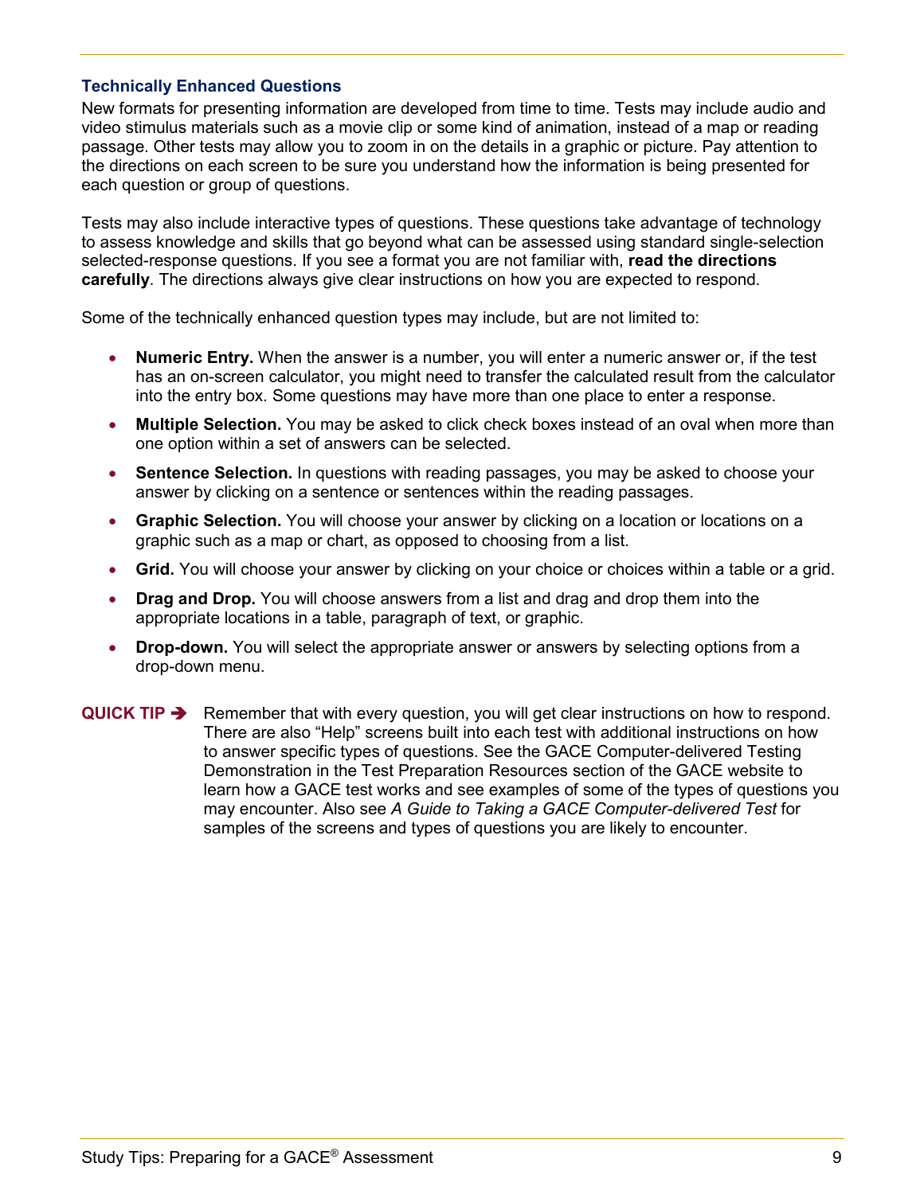### Technically Enhanced Questions

New formats for presenting information are developed from time to time. Tests may include audio and video stimulus materials such as a movie clip or some kind of animation, instead of a map or reading passage. Other tests may allow you to zoom in on the details in a graphic or picture. Pay attention to the directions on each screen to be sure you understand how the information is being presented for each question or group of questions.

Tests may also include interactive types of questions. These questions take advantage of technology to assess knowledge and skills that go beyond what can be assessed using standard single-selection selected-response questions. If you see a format you are not familiar with, **read the directions carefully**. The directions always give clear instructions on how you are expected to respond.

Some of the technically enhanced question types may include, but are not limited to:

- **Numeric Entry.** When the answer is a number, you will enter a numeric answer or, if the test has an on-screen calculator, you might need to transfer the calculated result from the calculator into the entry box. Some questions may have more than one place to enter a response.
- **Multiple Selection.** You may be asked to click check boxes instead of an oval when more than one option within a set of answers can be selected.
- **Sentence Selection.** In questions with reading passages, you may be asked to choose your answer by clicking on a sentence or sentences within the reading passages.
- **Graphic Selection.** You will choose your answer by clicking on a location or locations on a graphic such as a map or chart, as opposed to choosing from a list.
- **Grid.** You will choose your answer by clicking on your choice or choices within a table or a grid.
- **Drag and Drop.** You will choose answers from a list and drag and drop them into the appropriate locations in a table, paragraph of text, or graphic.
- **Drop-down.** You will select the appropriate answer or answers by selecting options from a drop-down menu.

**QUICK TIP ➔** Remember that with every question, you will get clear instructions on how to respond. There are also "Help" screens built into each test with additional instructions on how to answer specific types of questions. See the GACE Computer-delivered Testing Demonstration in the Test Preparation Resources section of the GACE website to learn how a GACE test works and see examples of some of the types of questions you may encounter. Also see *A Guide to Taking a GACE Computer-delivered Test* for samples of the screens and types of questions you are likely to encounter.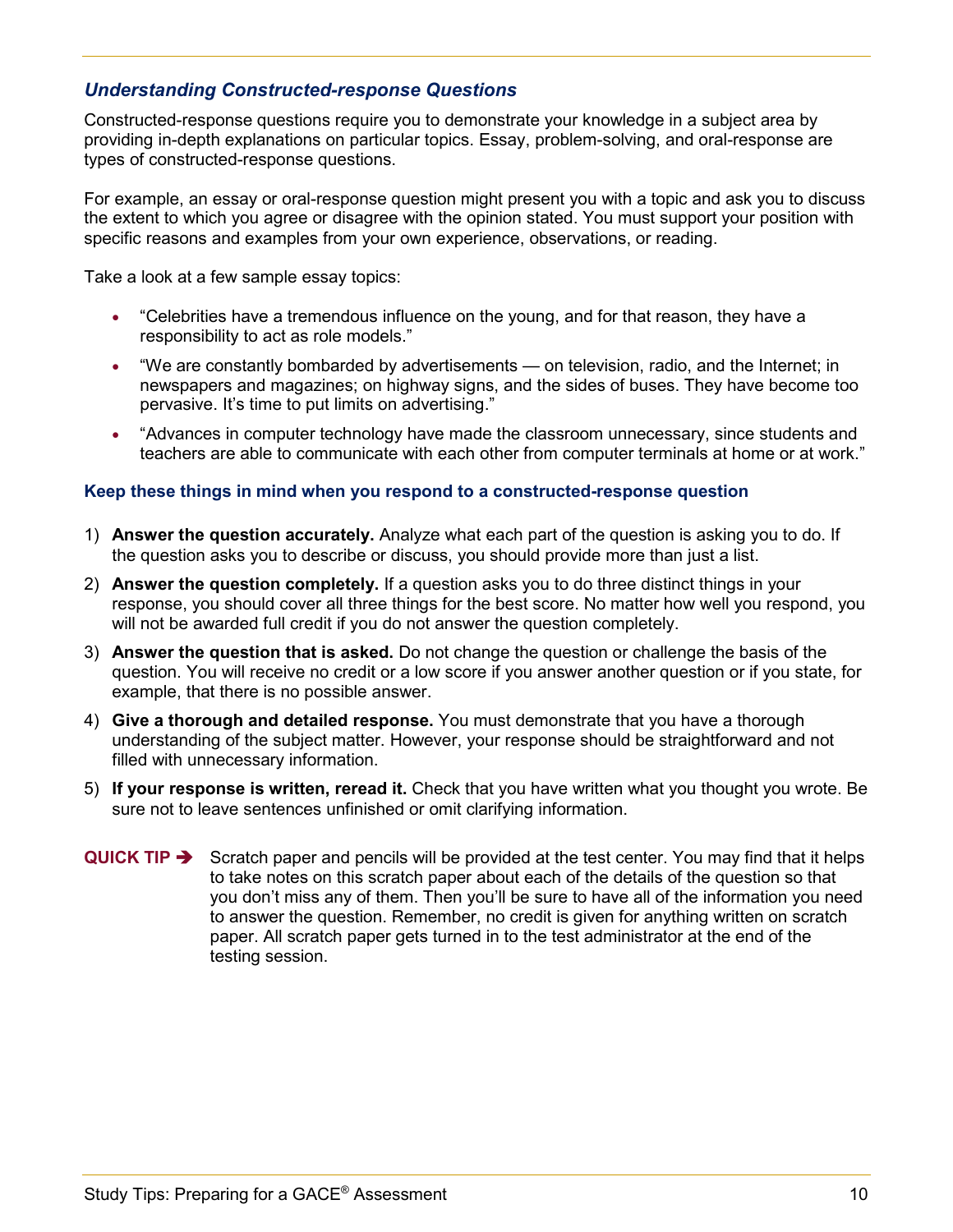### *Understanding Constructed-response Questions*

Constructed-response questions require you to demonstrate your knowledge in a subject area by providing in-depth explanations on particular topics. Essay, problem-solving, and oral-response are types of constructed-response questions.

For example, an essay or oral-response question might present you with a topic and ask you to discuss the extent to which you agree or disagree with the opinion stated. You must support your position with specific reasons and examples from your own experience, observations, or reading.

Take a look at a few sample essay topics:

- "Celebrities have a tremendous influence on the young, and for that reason, they have a responsibility to act as role models."
- "We are constantly bombarded by advertisements — on television, radio, and the Internet; in newspapers and magazines; on highway signs, and the sides of buses. They have become too pervasive. It's time to put limits on advertising."
- "Advances in computer technology have made the classroom unnecessary, since students and teachers are able to communicate with each other from computer terminals at home or at work."

#### Keep these things in mind when you respond to a constructed-response question

1) **Answer the question accurately.** Analyze what each part of the question is asking you to do. If the question asks you to describe or discuss, you should provide more than just a list.
2) **Answer the question completely.** If a question asks you to do three distinct things in your response, you should cover all three things for the best score. No matter how well you respond, you will not be awarded full credit if you do not answer the question completely.
3) **Answer the question that is asked.** Do not change the question or challenge the basis of the question. You will receive no credit or a low score if you answer another question or if you state, for example, that there is no possible answer.
4) **Give a thorough and detailed response.** You must demonstrate that you have a thorough understanding of the subject matter. However, your response should be straightforward and not filled with unnecessary information.
5) **If your response is written, reread it.** Check that you have written what you thought you wrote. Be sure not to leave sentences unfinished or omit clarifying information.

**QUICK TIP ➔** Scratch paper and pencils will be provided at the test center. You may find that it helps to take notes on this scratch paper about each of the details of the question so that you don't miss any of them. Then you'll be sure to have all of the information you need to answer the question. Remember, no credit is given for anything written on scratch paper. All scratch paper gets turned in to the test administrator at the end of the testing session.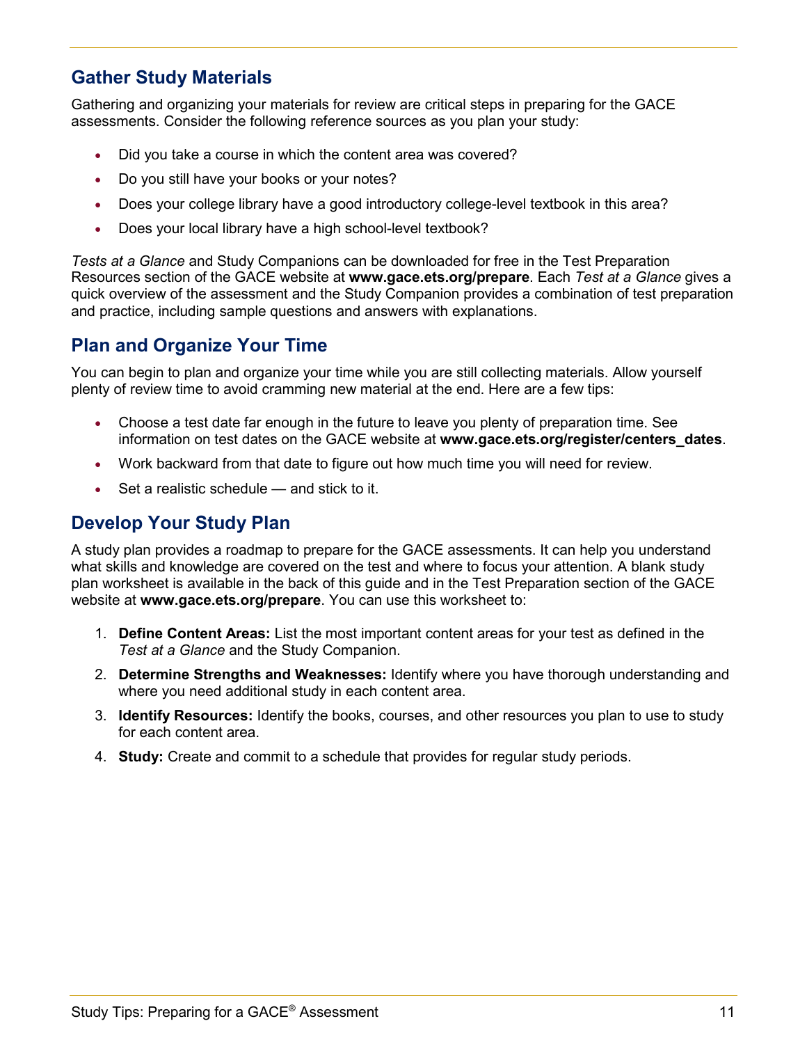## Gather Study Materials

Gathering and organizing your materials for review are critical steps in preparing for the GACE assessments. Consider the following reference sources as you plan your study:

- Did you take a course in which the content area was covered?
- Do you still have your books or your notes?
- Does your college library have a good introductory college-level textbook in this area?
- Does your local library have a high school-level textbook?

*Tests at a Glance* and Study Companions can be downloaded for free in the Test Preparation Resources section of the GACE website at **www.gace.ets.org/prepare**. Each *Test at a Glance* gives a quick overview of the assessment and the Study Companion provides a combination of test preparation and practice, including sample questions and answers with explanations.

## Plan and Organize Your Time

You can begin to plan and organize your time while you are still collecting materials. Allow yourself plenty of review time to avoid cramming new material at the end. Here are a few tips:

- Choose a test date far enough in the future to leave you plenty of preparation time. See information on test dates on the GACE website at **www.gace.ets.org/register/centers_dates**.
- Work backward from that date to figure out how much time you will need for review.
- Set a realistic schedule — and stick to it.

## Develop Your Study Plan

A study plan provides a roadmap to prepare for the GACE assessments. It can help you understand what skills and knowledge are covered on the test and where to focus your attention. A blank study plan worksheet is available in the back of this guide and in the Test Preparation section of the GACE website at **www.gace.ets.org/prepare**. You can use this worksheet to:

1. **Define Content Areas:** List the most important content areas for your test as defined in the *Test at a Glance* and the Study Companion.
2. **Determine Strengths and Weaknesses:** Identify where you have thorough understanding and where you need additional study in each content area.
3. **Identify Resources:** Identify the books, courses, and other resources you plan to use to study for each content area.
4. **Study:** Create and commit to a schedule that provides for regular study periods.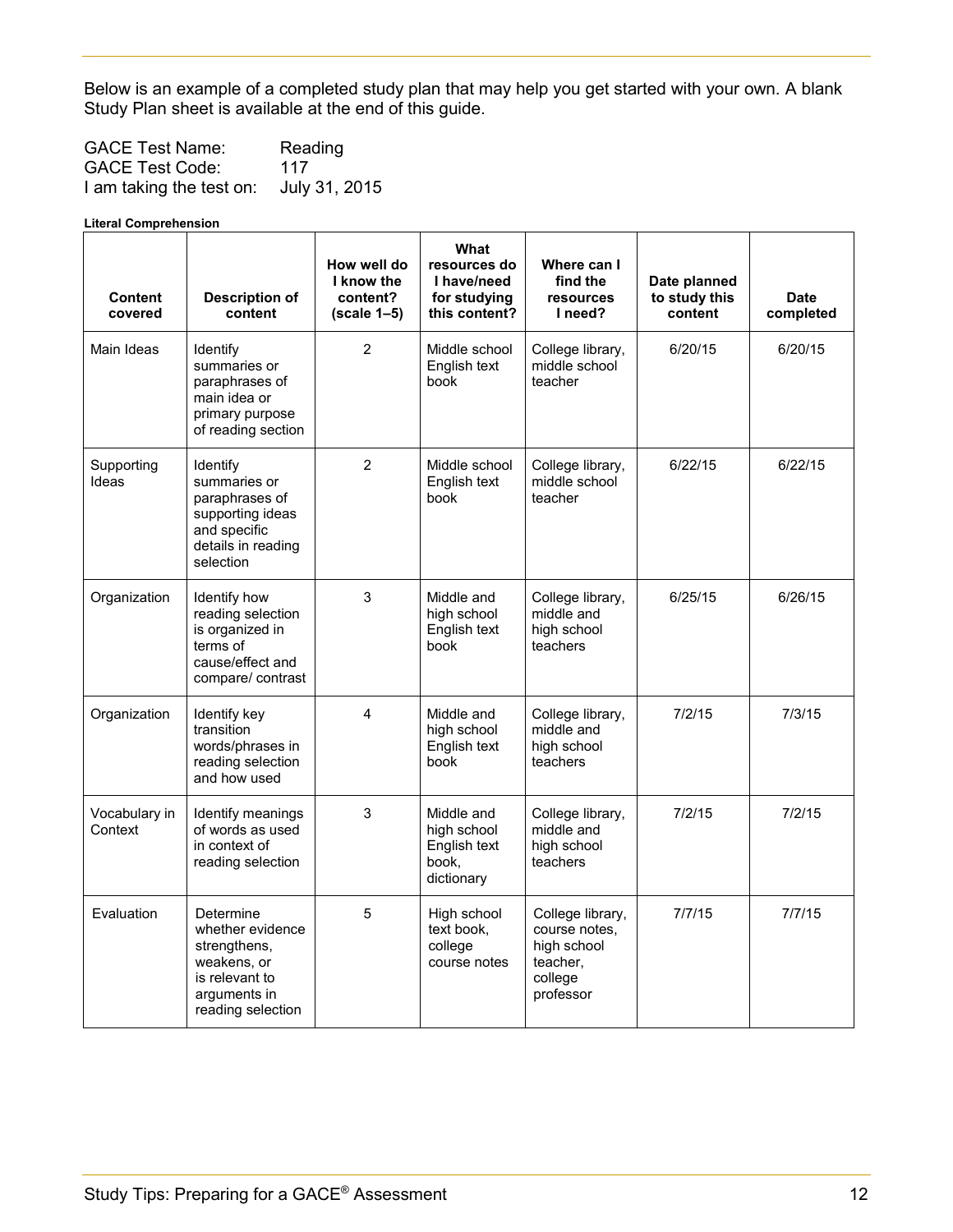Below is an example of a completed study plan that may help you get started with your own. A blank Study Plan sheet is available at the end of this guide.

GACE Test Name: Reading
GACE Test Code: 117
I am taking the test on: July 31, 2015

**Literal Comprehension**

| Content covered | Description of content | How well do I know the content? (scale 1–5) | What resources do I have/need for studying this content? | Where can I find the resources I need? | Date planned to study this content | Date completed |
|---|---|---|---|---|---|---|
| Main Ideas | Identify summaries or paraphrases of main idea or primary purpose of reading section | 2 | Middle school English text book | College library, middle school teacher | 6/20/15 | 6/20/15 |
| Supporting Ideas | Identify summaries or paraphrases of supporting ideas and specific details in reading selection | 2 | Middle school English text book | College library, middle school teacher | 6/22/15 | 6/22/15 |
| Organization | Identify how reading selection is organized in terms of cause/effect and compare/ contrast | 3 | Middle and high school English text book | College library, middle and high school teachers | 6/25/15 | 6/26/15 |
| Organization | Identify key transition words/phrases in reading selection and how used | 4 | Middle and high school English text book | College library, middle and high school teachers | 7/2/15 | 7/3/15 |
| Vocabulary in Context | Identify meanings of words as used in context of reading selection | 3 | Middle and high school English text book, dictionary | College library, middle and high school teachers | 7/2/15 | 7/2/15 |
| Evaluation | Determine whether evidence strengthens, weakens, or is relevant to arguments in reading selection | 5 | High school text book, college course notes | College library, course notes, high school teacher, college professor | 7/7/15 | 7/7/15 |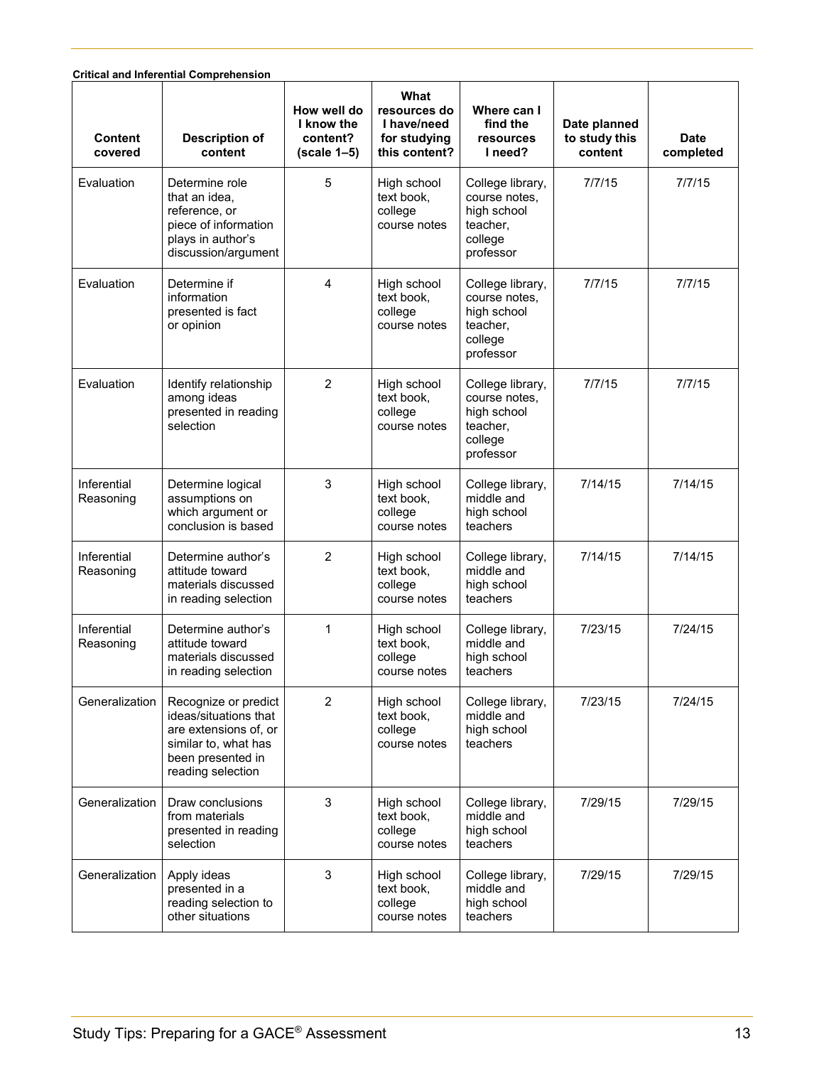**Critical and Inferential Comprehension**

| Content covered | Description of content | How well do I know the content? (scale 1–5) | What resources do I have/need for studying this content? | Where can I find the resources I need? | Date planned to study this content | Date completed |
|---|---|---|---|---|---|---|
| Evaluation | Determine role that an idea, reference, or piece of information plays in author's discussion/argument | 5 | High school text book, college course notes | College library, course notes, high school teacher, college professor | 7/7/15 | 7/7/15 |
| Evaluation | Determine if information presented is fact or opinion | 4 | High school text book, college course notes | College library, course notes, high school teacher, college professor | 7/7/15 | 7/7/15 |
| Evaluation | Identify relationship among ideas presented in reading selection | 2 | High school text book, college course notes | College library, course notes, high school teacher, college professor | 7/7/15 | 7/7/15 |
| Inferential Reasoning | Determine logical assumptions on which argument or conclusion is based | 3 | High school text book, college course notes | College library, middle and high school teachers | 7/14/15 | 7/14/15 |
| Inferential Reasoning | Determine author's attitude toward materials discussed in reading selection | 2 | High school text book, college course notes | College library, middle and high school teachers | 7/14/15 | 7/14/15 |
| Inferential Reasoning | Determine author's attitude toward materials discussed in reading selection | 1 | High school text book, college course notes | College library, middle and high school teachers | 7/23/15 | 7/24/15 |
| Generalization | Recognize or predict ideas/situations that are extensions of, or similar to, what has been presented in reading selection | 2 | High school text book, college course notes | College library, middle and high school teachers | 7/23/15 | 7/24/15 |
| Generalization | Draw conclusions from materials presented in reading selection | 3 | High school text book, college course notes | College library, middle and high school teachers | 7/29/15 | 7/29/15 |
| Generalization | Apply ideas presented in a reading selection to other situations | 3 | High school text book, college course notes | College library, middle and high school teachers | 7/29/15 | 7/29/15 |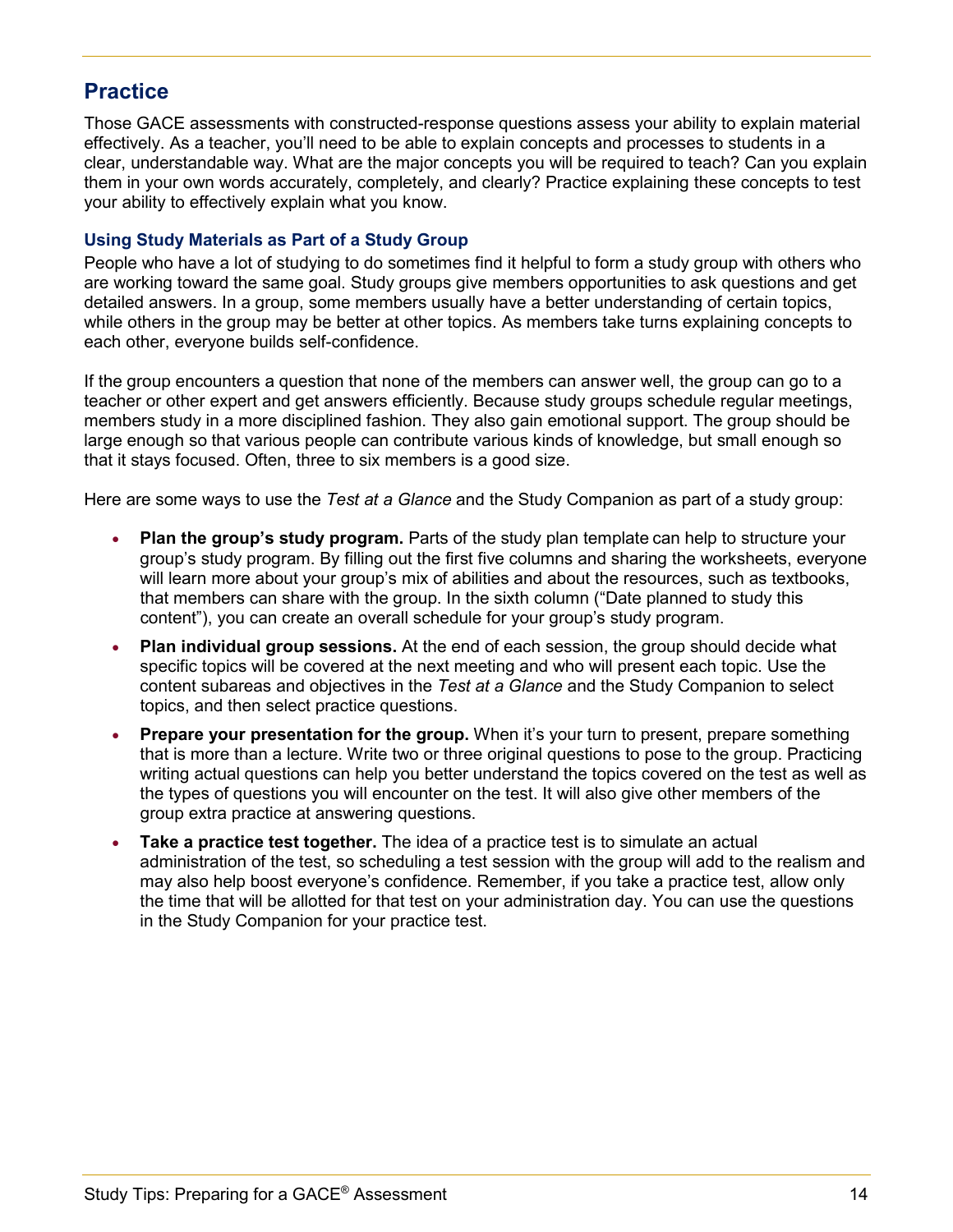## Practice

Those GACE assessments with constructed-response questions assess your ability to explain material effectively. As a teacher, you'll need to be able to explain concepts and processes to students in a clear, understandable way. What are the major concepts you will be required to teach? Can you explain them in your own words accurately, completely, and clearly? Practice explaining these concepts to test your ability to effectively explain what you know.

### Using Study Materials as Part of a Study Group

People who have a lot of studying to do sometimes find it helpful to form a study group with others who are working toward the same goal. Study groups give members opportunities to ask questions and get detailed answers. In a group, some members usually have a better understanding of certain topics, while others in the group may be better at other topics. As members take turns explaining concepts to each other, everyone builds self-confidence.

If the group encounters a question that none of the members can answer well, the group can go to a teacher or other expert and get answers efficiently. Because study groups schedule regular meetings, members study in a more disciplined fashion. They also gain emotional support. The group should be large enough so that various people can contribute various kinds of knowledge, but small enough so that it stays focused. Often, three to six members is a good size.

Here are some ways to use the *Test at a Glance* and the Study Companion as part of a study group:

- **Plan the group's study program.** Parts of the study plan template can help to structure your group's study program. By filling out the first five columns and sharing the worksheets, everyone will learn more about your group's mix of abilities and about the resources, such as textbooks, that members can share with the group. In the sixth column ("Date planned to study this content"), you can create an overall schedule for your group's study program.
- **Plan individual group sessions.** At the end of each session, the group should decide what specific topics will be covered at the next meeting and who will present each topic. Use the content subareas and objectives in the *Test at a Glance* and the Study Companion to select topics, and then select practice questions.
- **Prepare your presentation for the group.** When it's your turn to present, prepare something that is more than a lecture. Write two or three original questions to pose to the group. Practicing writing actual questions can help you better understand the topics covered on the test as well as the types of questions you will encounter on the test. It will also give other members of the group extra practice at answering questions.
- **Take a practice test together.** The idea of a practice test is to simulate an actual administration of the test, so scheduling a test session with the group will add to the realism and may also help boost everyone's confidence. Remember, if you take a practice test, allow only the time that will be allotted for that test on your administration day. You can use the questions in the Study Companion for your practice test.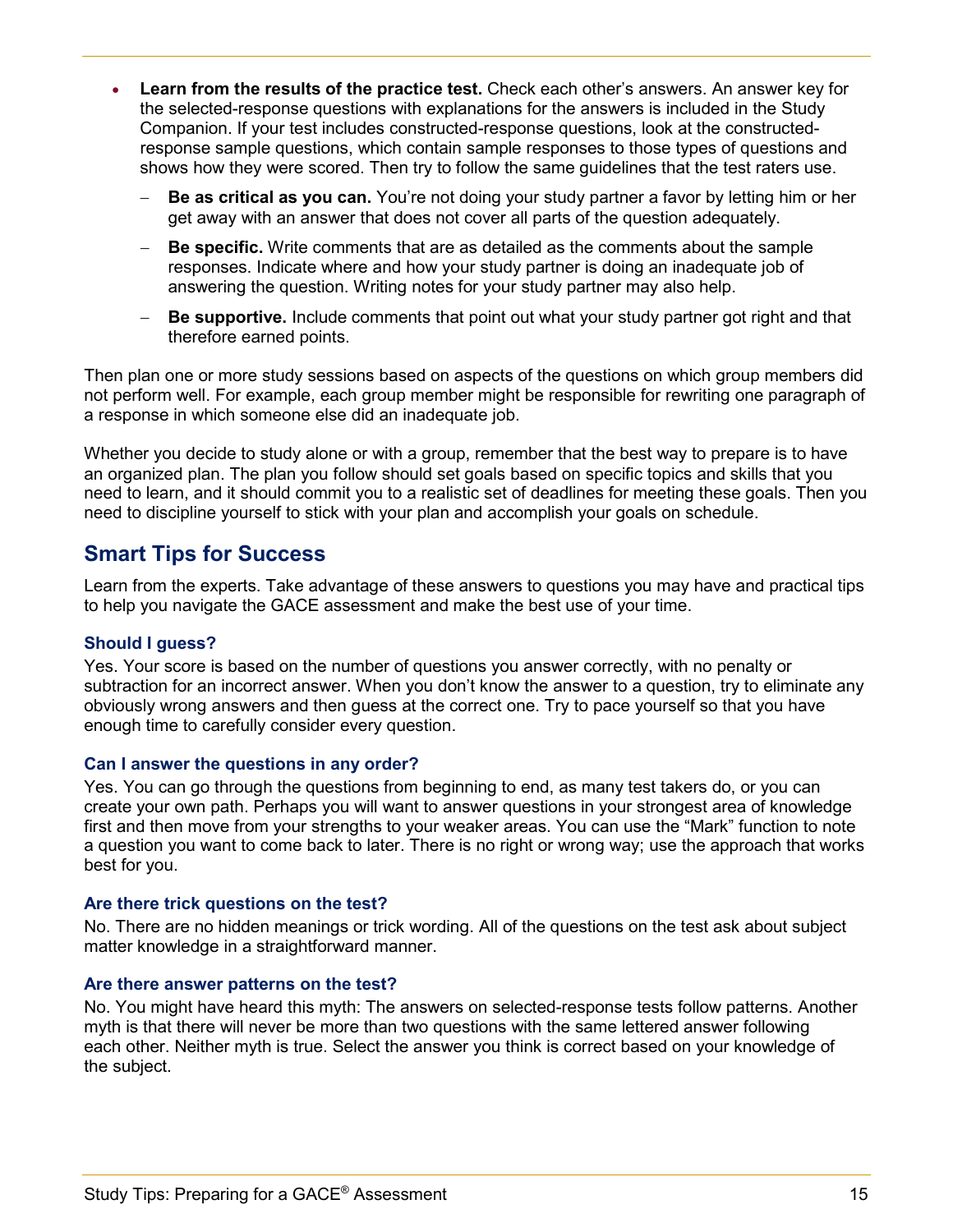- **Learn from the results of the practice test.** Check each other's answers. An answer key for the selected-response questions with explanations for the answers is included in the Study Companion. If your test includes constructed-response questions, look at the constructed-response sample questions, which contain sample responses to those types of questions and shows how they were scored. Then try to follow the same guidelines that the test raters use.
  - **Be as critical as you can.** You're not doing your study partner a favor by letting him or her get away with an answer that does not cover all parts of the question adequately.
  - **Be specific.** Write comments that are as detailed as the comments about the sample responses. Indicate where and how your study partner is doing an inadequate job of answering the question. Writing notes for your study partner may also help.
  - **Be supportive.** Include comments that point out what your study partner got right and that therefore earned points.

Then plan one or more study sessions based on aspects of the questions on which group members did not perform well. For example, each group member might be responsible for rewriting one paragraph of a response in which someone else did an inadequate job.

Whether you decide to study alone or with a group, remember that the best way to prepare is to have an organized plan. The plan you follow should set goals based on specific topics and skills that you need to learn, and it should commit you to a realistic set of deadlines for meeting these goals. Then you need to discipline yourself to stick with your plan and accomplish your goals on schedule.

## Smart Tips for Success

Learn from the experts. Take advantage of these answers to questions you may have and practical tips to help you navigate the GACE assessment and make the best use of your time.

### Should I guess?

Yes. Your score is based on the number of questions you answer correctly, with no penalty or subtraction for an incorrect answer. When you don't know the answer to a question, try to eliminate any obviously wrong answers and then guess at the correct one. Try to pace yourself so that you have enough time to carefully consider every question.

### Can I answer the questions in any order?

Yes. You can go through the questions from beginning to end, as many test takers do, or you can create your own path. Perhaps you will want to answer questions in your strongest area of knowledge first and then move from your strengths to your weaker areas. You can use the "Mark" function to note a question you want to come back to later. There is no right or wrong way; use the approach that works best for you.

### Are there trick questions on the test?

No. There are no hidden meanings or trick wording. All of the questions on the test ask about subject matter knowledge in a straightforward manner.

### Are there answer patterns on the test?

No. You might have heard this myth: The answers on selected-response tests follow patterns. Another myth is that there will never be more than two questions with the same lettered answer following each other. Neither myth is true. Select the answer you think is correct based on your knowledge of the subject.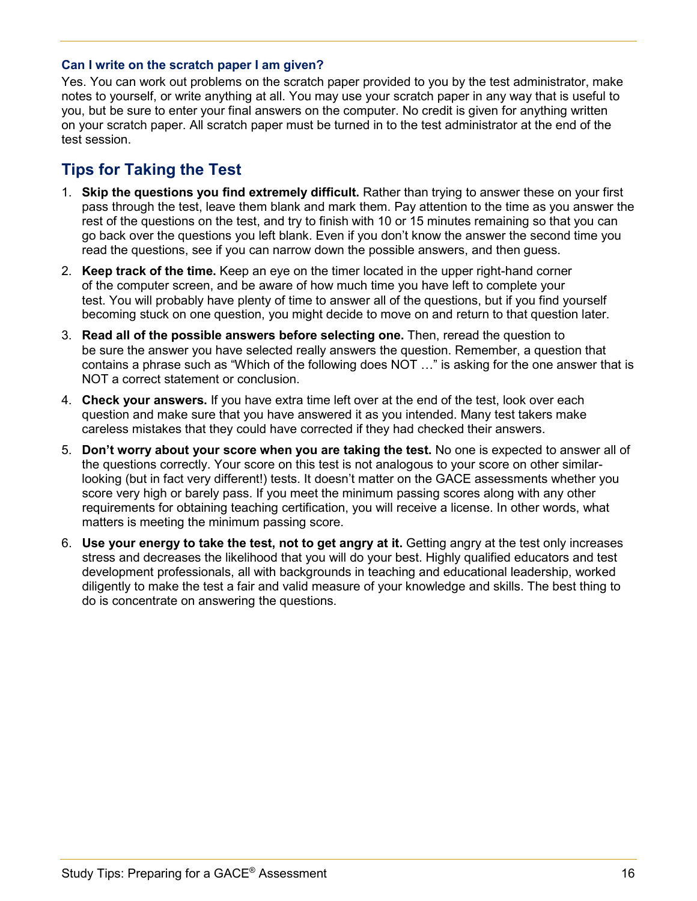### Can I write on the scratch paper I am given?

Yes. You can work out problems on the scratch paper provided to you by the test administrator, make notes to yourself, or write anything at all. You may use your scratch paper in any way that is useful to you, but be sure to enter your final answers on the computer. No credit is given for anything written on your scratch paper. All scratch paper must be turned in to the test administrator at the end of the test session.

## Tips for Taking the Test

1. **Skip the questions you find extremely difficult.** Rather than trying to answer these on your first pass through the test, leave them blank and mark them. Pay attention to the time as you answer the rest of the questions on the test, and try to finish with 10 or 15 minutes remaining so that you can go back over the questions you left blank. Even if you don't know the answer the second time you read the questions, see if you can narrow down the possible answers, and then guess.
2. **Keep track of the time.** Keep an eye on the timer located in the upper right-hand corner of the computer screen, and be aware of how much time you have left to complete your test. You will probably have plenty of time to answer all of the questions, but if you find yourself becoming stuck on one question, you might decide to move on and return to that question later.
3. **Read all of the possible answers before selecting one.** Then, reread the question to be sure the answer you have selected really answers the question. Remember, a question that contains a phrase such as "Which of the following does NOT …" is asking for the one answer that is NOT a correct statement or conclusion.
4. **Check your answers.** If you have extra time left over at the end of the test, look over each question and make sure that you have answered it as you intended. Many test takers make careless mistakes that they could have corrected if they had checked their answers.
5. **Don't worry about your score when you are taking the test.** No one is expected to answer all of the questions correctly. Your score on this test is not analogous to your score on other similar-looking (but in fact very different!) tests. It doesn't matter on the GACE assessments whether you score very high or barely pass. If you meet the minimum passing scores along with any other requirements for obtaining teaching certification, you will receive a license. In other words, what matters is meeting the minimum passing score.
6. **Use your energy to take the test, not to get angry at it.** Getting angry at the test only increases stress and decreases the likelihood that you will do your best. Highly qualified educators and test development professionals, all with backgrounds in teaching and educational leadership, worked diligently to make the test a fair and valid measure of your knowledge and skills. The best thing to do is concentrate on answering the questions.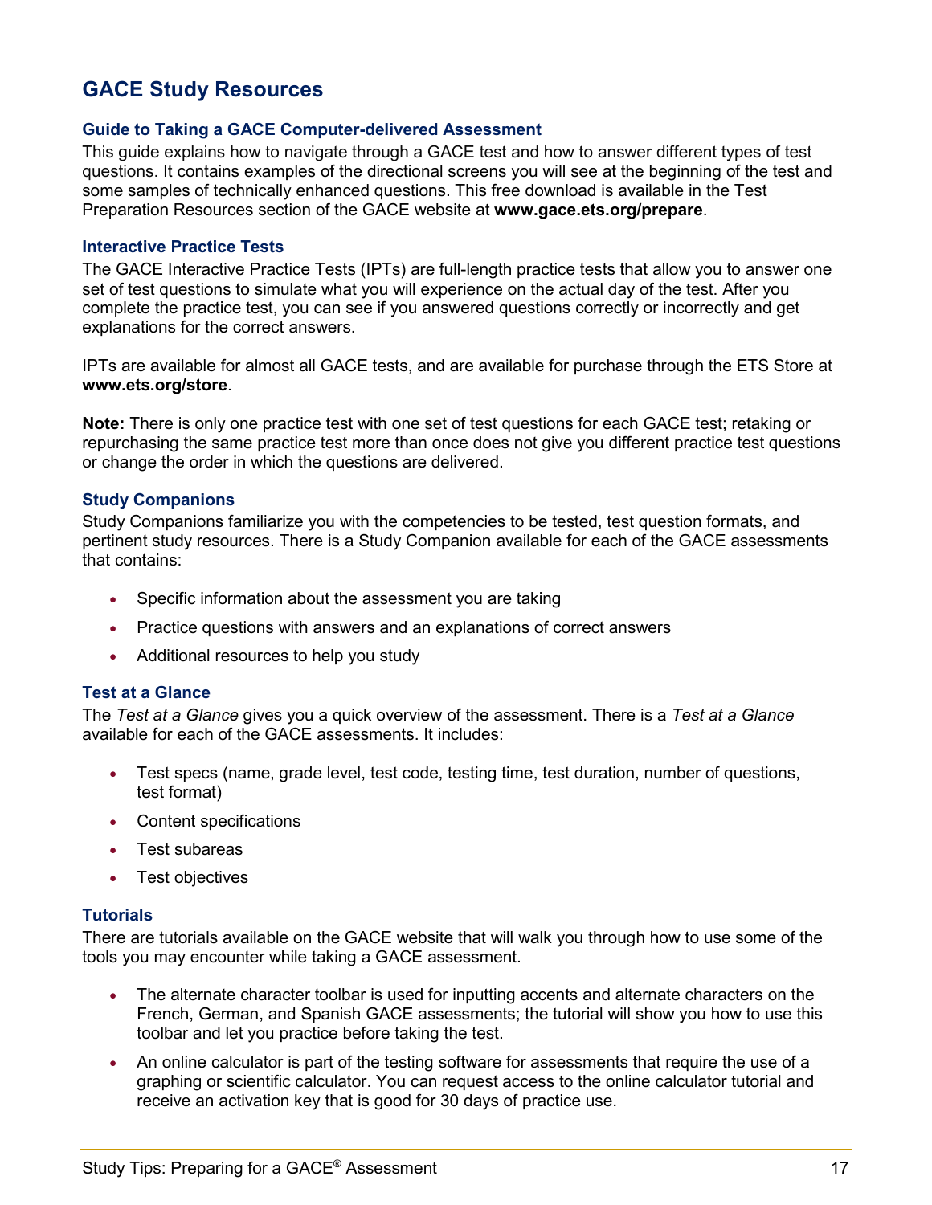## GACE Study Resources

### Guide to Taking a GACE Computer-delivered Assessment

This guide explains how to navigate through a GACE test and how to answer different types of test questions. It contains examples of the directional screens you will see at the beginning of the test and some samples of technically enhanced questions. This free download is available in the Test Preparation Resources section of the GACE website at **www.gace.ets.org/prepare**.

### Interactive Practice Tests

The GACE Interactive Practice Tests (IPTs) are full-length practice tests that allow you to answer one set of test questions to simulate what you will experience on the actual day of the test. After you complete the practice test, you can see if you answered questions correctly or incorrectly and get explanations for the correct answers.

IPTs are available for almost all GACE tests, and are available for purchase through the ETS Store at **www.ets.org/store**.

**Note:** There is only one practice test with one set of test questions for each GACE test; retaking or repurchasing the same practice test more than once does not give you different practice test questions or change the order in which the questions are delivered.

### Study Companions

Study Companions familiarize you with the competencies to be tested, test question formats, and pertinent study resources. There is a Study Companion available for each of the GACE assessments that contains:

- Specific information about the assessment you are taking
- Practice questions with answers and an explanations of correct answers
- Additional resources to help you study

### Test at a Glance

The *Test at a Glance* gives you a quick overview of the assessment. There is a *Test at a Glance* available for each of the GACE assessments. It includes:

- Test specs (name, grade level, test code, testing time, test duration, number of questions, test format)
- Content specifications
- Test subareas
- Test objectives

### Tutorials

There are tutorials available on the GACE website that will walk you through how to use some of the tools you may encounter while taking a GACE assessment.

- The alternate character toolbar is used for inputting accents and alternate characters on the French, German, and Spanish GACE assessments; the tutorial will show you how to use this toolbar and let you practice before taking the test.
- An online calculator is part of the testing software for assessments that require the use of a graphing or scientific calculator. You can request access to the online calculator tutorial and receive an activation key that is good for 30 days of practice use.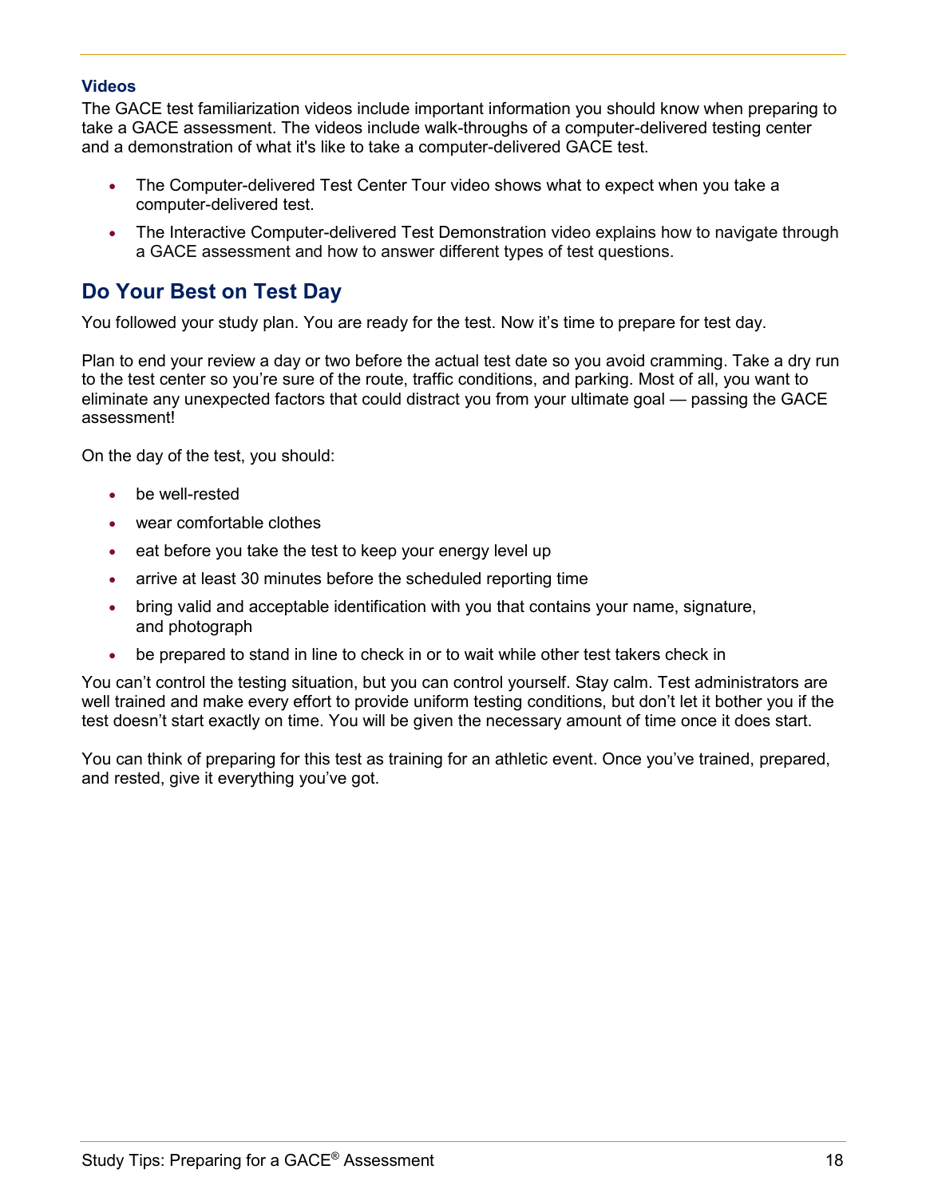### Videos

The GACE test familiarization videos include important information you should know when preparing to take a GACE assessment. The videos include walk-throughs of a computer-delivered testing center and a demonstration of what it's like to take a computer-delivered GACE test.

- The Computer-delivered Test Center Tour video shows what to expect when you take a computer-delivered test.
- The Interactive Computer-delivered Test Demonstration video explains how to navigate through a GACE assessment and how to answer different types of test questions.

## Do Your Best on Test Day

You followed your study plan. You are ready for the test. Now it's time to prepare for test day.

Plan to end your review a day or two before the actual test date so you avoid cramming. Take a dry run to the test center so you're sure of the route, traffic conditions, and parking. Most of all, you want to eliminate any unexpected factors that could distract you from your ultimate goal — passing the GACE assessment!

On the day of the test, you should:

- be well-rested
- wear comfortable clothes
- eat before you take the test to keep your energy level up
- arrive at least 30 minutes before the scheduled reporting time
- bring valid and acceptable identification with you that contains your name, signature, and photograph
- be prepared to stand in line to check in or to wait while other test takers check in

You can't control the testing situation, but you can control yourself. Stay calm. Test administrators are well trained and make every effort to provide uniform testing conditions, but don't let it bother you if the test doesn't start exactly on time. You will be given the necessary amount of time once it does start.

You can think of preparing for this test as training for an athletic event. Once you've trained, prepared, and rested, give it everything you've got.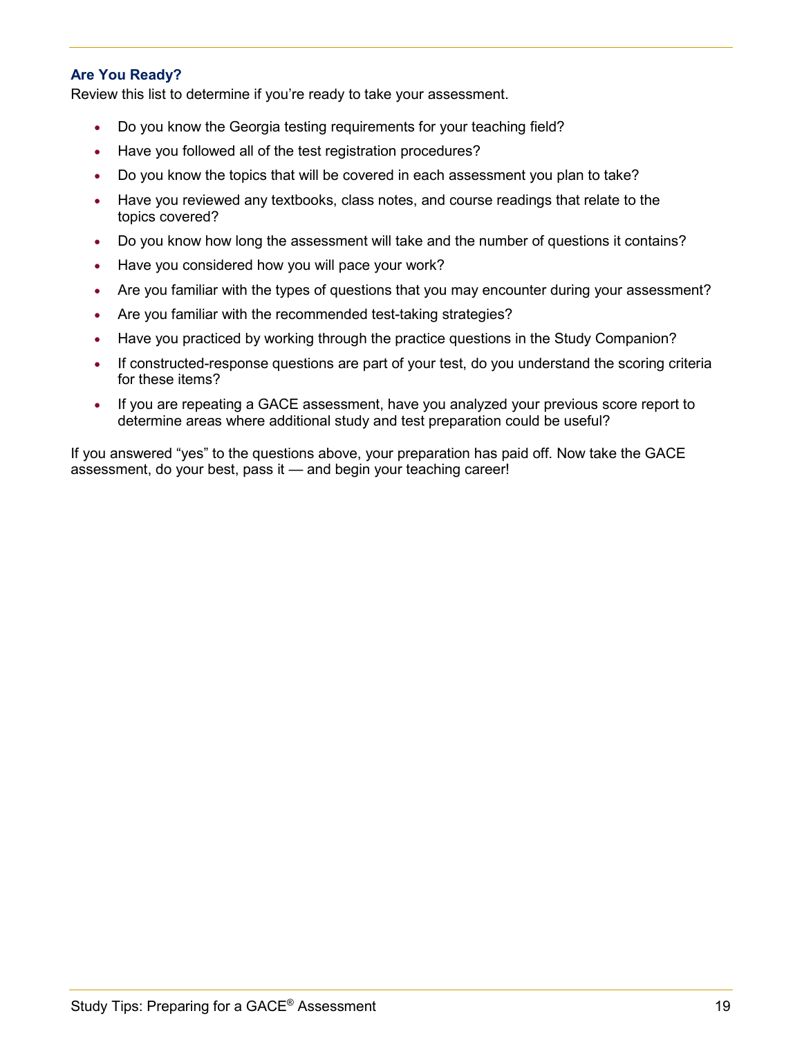### Are You Ready?

Review this list to determine if you're ready to take your assessment.

- Do you know the Georgia testing requirements for your teaching field?
- Have you followed all of the test registration procedures?
- Do you know the topics that will be covered in each assessment you plan to take?
- Have you reviewed any textbooks, class notes, and course readings that relate to the topics covered?
- Do you know how long the assessment will take and the number of questions it contains?
- Have you considered how you will pace your work?
- Are you familiar with the types of questions that you may encounter during your assessment?
- Are you familiar with the recommended test-taking strategies?
- Have you practiced by working through the practice questions in the Study Companion?
- If constructed-response questions are part of your test, do you understand the scoring criteria for these items?
- If you are repeating a GACE assessment, have you analyzed your previous score report to determine areas where additional study and test preparation could be useful?

If you answered "yes" to the questions above, your preparation has paid off. Now take the GACE assessment, do your best, pass it — and begin your teaching career!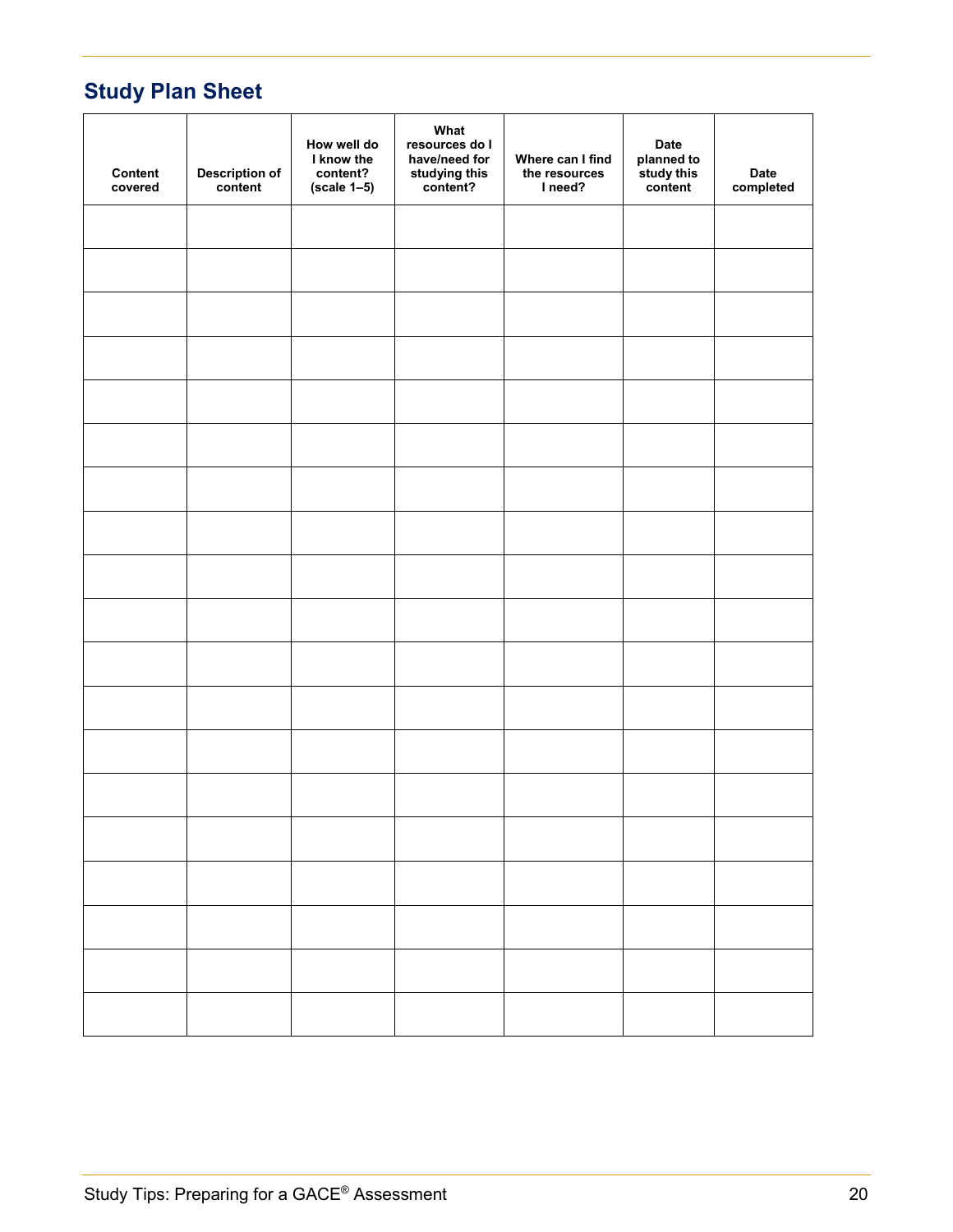## Study Plan Sheet

| Content covered | Description of content | How well do I know the content? (scale 1–5) | What resources do I have/need for studying this content? | Where can I find the resources I need? | Date planned to study this content | Date completed |
|---|---|---|---|---|---|---|
| | | | | | | |
| | | | | | | |
| | | | | | | |
| | | | | | | |
| | | | | | | |
| | | | | | | |
| | | | | | | |
| | | | | | | |
| | | | | | | |
| | | | | | | |
| | | | | | | |
| | | | | | | |
| | | | | | | |
| | | | | | | |
| | | | | | | |
| | | | | | | |
| | | | | | | |
| | | | | | | |
| | | | | | | |